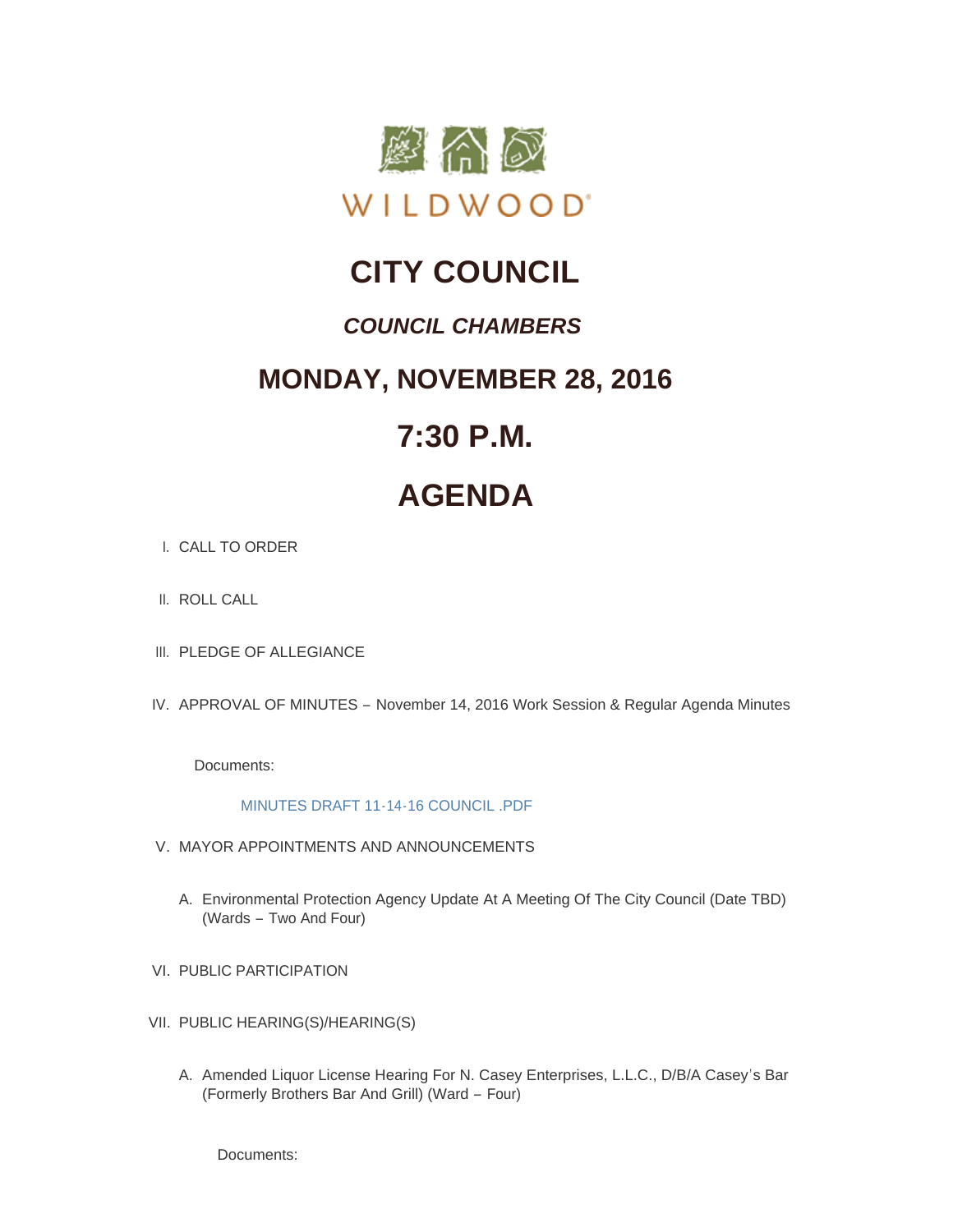WILDWOOD

# CITY COUNCIL

## *COUNCIL CHAMBERS*

## MONDAY, NOVEMBER 28, 2016

## 7:30 P.M.

## AGENDA

I. CALL TO ORDER

II. ROLL CALL

III. PLEDGE OF ALLEGIANCE

IV. APPROVAL OF MINUTES – November 14, 2016 Work Session & Regular Agenda Minutes

Documents:

MINUTES DRAFT 11-14-16 COUNCIL .PDF

V. MAYOR APPOINTMENTS AND ANNOUNCEMENTS

A. Environmental Protection Agency Update At A Meeting Of The City Council (Date TBD) (Wards – Two And Four)

VI. PUBLIC PARTICIPATION

VII. PUBLIC HEARING(S)/HEARING(S)

A. Amended Liquor License Hearing For N. Casey Enterprises, L.L.C., D/B/A Casey's Bar (Formerly Brothers Bar And Grill) (Ward – Four)

Documents: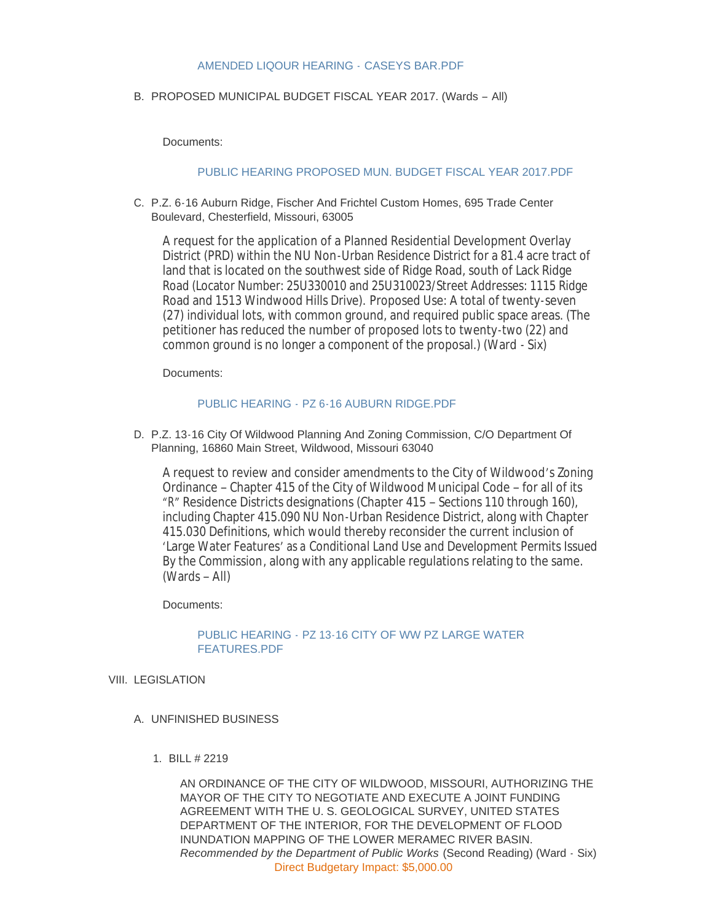AMENDED LIQOUR HEARING - CASEYS BAR.PDF

B. PROPOSED MUNICIPAL BUDGET FISCAL YEAR 2017. (Wards – All)

Documents:

PUBLIC HEARING PROPOSED MUN. BUDGET FISCAL YEAR 2017.PDF

C. P.Z. 6-16 Auburn Ridge, Fischer And Frichtel Custom Homes, 695 Trade Center Boulevard, Chesterfield, Missouri, 63005

A request for the application of a Planned Residential Development Overlay District (PRD) within the NU Non-Urban Residence District for a 81.4 acre tract of land that is located on the southwest side of Ridge Road, south of Lack Ridge Road (Locator Number: 25U330010 and 25U310023/Street Addresses: 1115 Ridge Road and 1513 Windwood Hills Drive). Proposed Use: A total of twenty-seven (27) individual lots, with common ground, and required public space areas. (The petitioner has reduced the number of proposed lots to twenty-two (22) and common ground is no longer a component of the proposal.) (Ward - Six)

Documents:

PUBLIC HEARING - PZ 6-16 AUBURN RIDGE.PDF

D. P.Z. 13-16 City Of Wildwood Planning And Zoning Commission, C/O Department Of Planning, 16860 Main Street, Wildwood, Missouri 63040

A request to review and consider amendments to the City of Wildwood's Zoning Ordinance – Chapter 415 of the City of Wildwood Municipal Code – for all of its "R" Residence Districts designations (Chapter 415 – Sections 110 through 160), including Chapter 415.090 NU Non-Urban Residence District, along with Chapter 415.030 Definitions, which would thereby reconsider the current inclusion of 'Large Water Features' as a Conditional Land Use and Development Permits Issued By the Commission, along with any applicable regulations relating to the same. (Wards – All)

Documents:

PUBLIC HEARING - PZ 13-16 CITY OF WW PZ LARGE WATER FEATURES.PDF

VIII. LEGISLATION

A. UNFINISHED BUSINESS

1. BILL # 2219

AN ORDINANCE OF THE CITY OF WILDWOOD, MISSOURI, AUTHORIZING THE MAYOR OF THE CITY TO NEGOTIATE AND EXECUTE A JOINT FUNDING AGREEMENT WITH THE U. S. GEOLOGICAL SURVEY, UNITED STATES DEPARTMENT OF THE INTERIOR, FOR THE DEVELOPMENT OF FLOOD INUNDATION MAPPING OF THE LOWER MERAMEC RIVER BASIN. *Recommended by the Department of Public Works* (Second Reading) (Ward - Six)

Direct Budgetary Impact: $5,000.00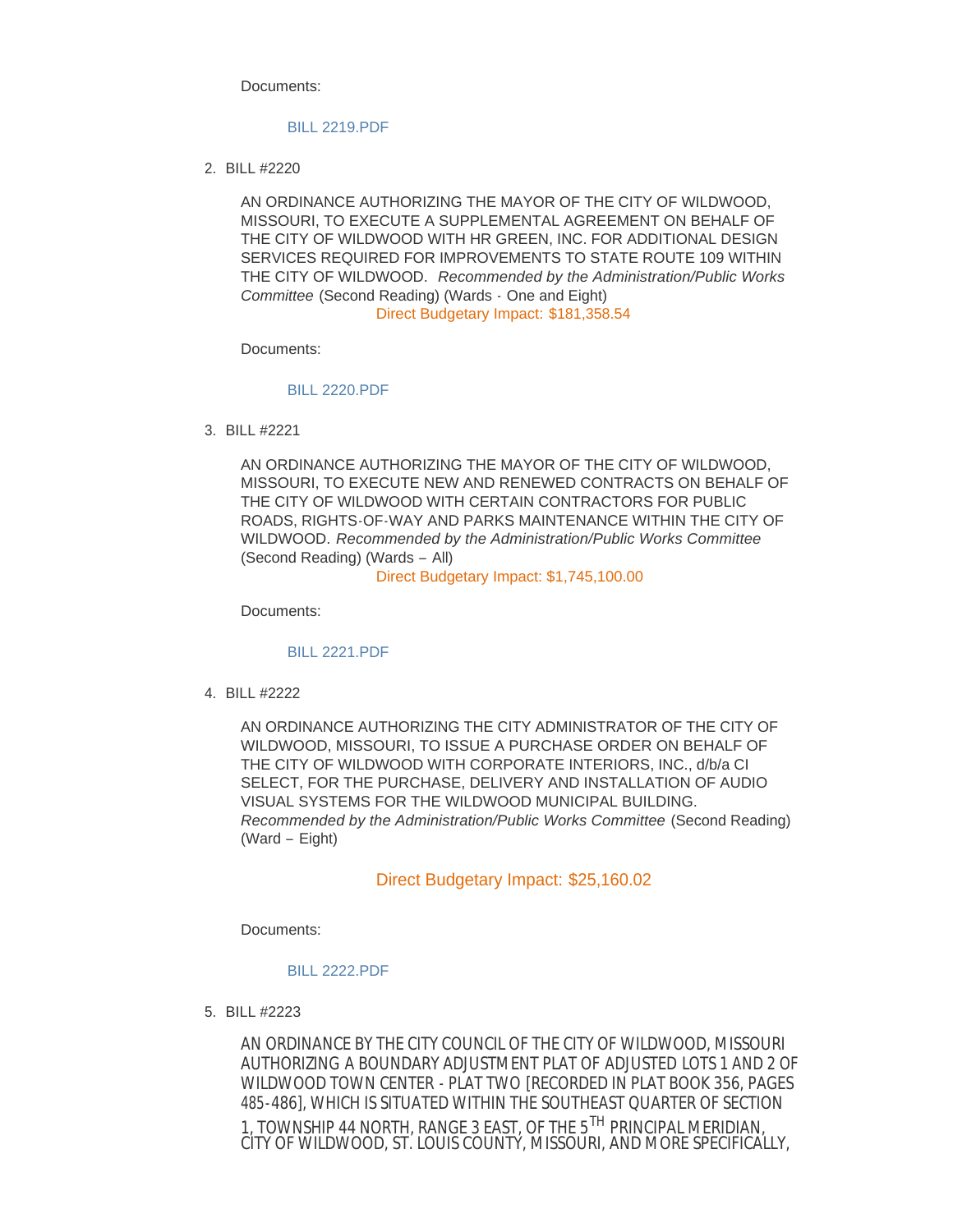Documents:

BILL 2219.PDF

2. BILL #2220

AN ORDINANCE AUTHORIZING THE MAYOR OF THE CITY OF WILDWOOD, MISSOURI, TO EXECUTE A SUPPLEMENTAL AGREEMENT ON BEHALF OF THE CITY OF WILDWOOD WITH HR GREEN, INC. FOR ADDITIONAL DESIGN SERVICES REQUIRED FOR IMPROVEMENTS TO STATE ROUTE 109 WITHIN THE CITY OF WILDWOOD. *Recommended by the Administration/Public Works Committee* (Second Reading) (Wards - One and Eight)
Direct Budgetary Impact: $181,358.54

Documents:

BILL 2220.PDF

3. BILL #2221

AN ORDINANCE AUTHORIZING THE MAYOR OF THE CITY OF WILDWOOD, MISSOURI, TO EXECUTE NEW AND RENEWED CONTRACTS ON BEHALF OF THE CITY OF WILDWOOD WITH CERTAIN CONTRACTORS FOR PUBLIC ROADS, RIGHTS-OF-WAY AND PARKS MAINTENANCE WITHIN THE CITY OF WILDWOOD. *Recommended by the Administration/Public Works Committee* (Second Reading) (Wards – All)
Direct Budgetary Impact: $1,745,100.00

Documents:

BILL 2221.PDF

4. BILL #2222

AN ORDINANCE AUTHORIZING THE CITY ADMINISTRATOR OF THE CITY OF WILDWOOD, MISSOURI, TO ISSUE A PURCHASE ORDER ON BEHALF OF THE CITY OF WILDWOOD WITH CORPORATE INTERIORS, INC., d/b/a CI SELECT, FOR THE PURCHASE, DELIVERY AND INSTALLATION OF AUDIO VISUAL SYSTEMS FOR THE WILDWOOD MUNICIPAL BUILDING. *Recommended by the Administration/Public Works Committee* (Second Reading) (Ward – Eight)

Direct Budgetary Impact: $25,160.02

Documents:

BILL 2222.PDF

5. BILL #2223

AN ORDINANCE BY THE CITY COUNCIL OF THE CITY OF WILDWOOD, MISSOURI AUTHORIZING A BOUNDARY ADJUSTMENT PLAT OF ADJUSTED LOTS 1 AND 2 OF WILDWOOD TOWN CENTER - PLAT TWO [RECORDED IN PLAT BOOK 356, PAGES 485-486], WHICH IS SITUATED WITHIN THE SOUTHEAST QUARTER OF SECTION 1, TOWNSHIP 44 NORTH, RANGE 3 EAST, OF THE 5TH PRINCIPAL MERIDIAN, CITY OF WILDWOOD, ST. LOUIS COUNTY, MISSOURI, AND MORE SPECIFICALLY,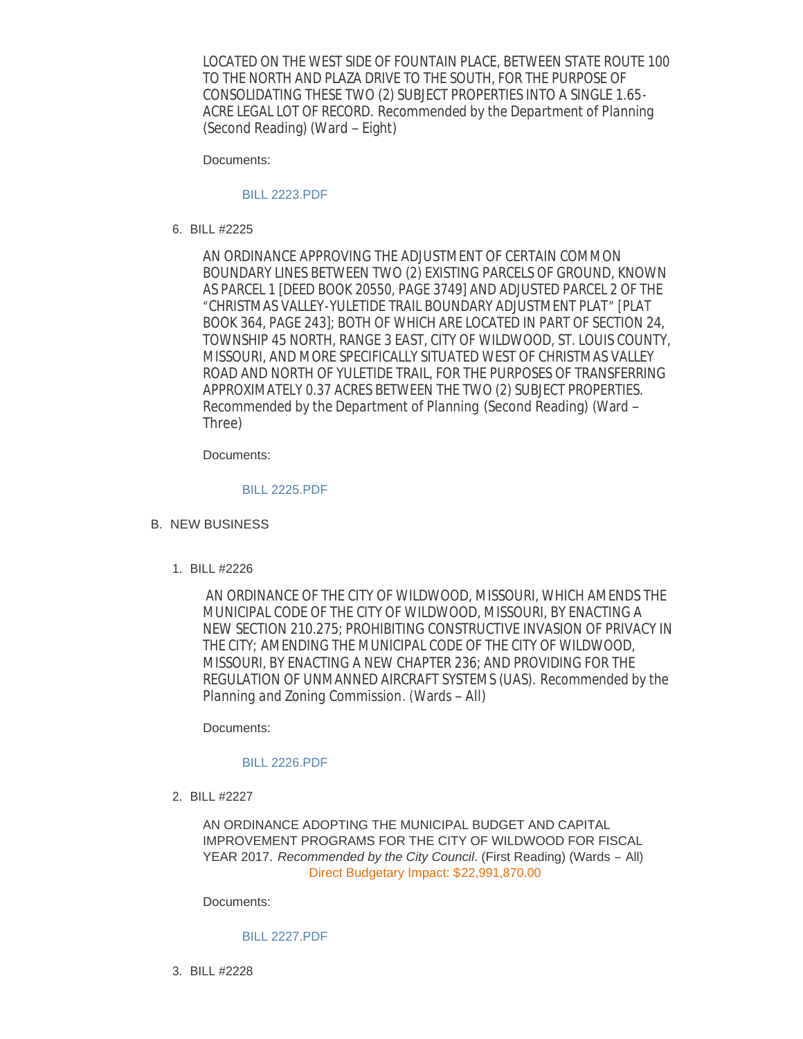LOCATED ON THE WEST SIDE OF FOUNTAIN PLACE, BETWEEN STATE ROUTE 100 TO THE NORTH AND PLAZA DRIVE TO THE SOUTH, FOR THE PURPOSE OF CONSOLIDATING THESE TWO (2) SUBJECT PROPERTIES INTO A SINGLE 1.65-ACRE LEGAL LOT OF RECORD. Recommended by the Department of Planning (Second Reading) (Ward – Eight)

Documents:

BILL 2223.PDF

6. BILL #2225

AN ORDINANCE APPROVING THE ADJUSTMENT OF CERTAIN COMMON BOUNDARY LINES BETWEEN TWO (2) EXISTING PARCELS OF GROUND, KNOWN AS PARCEL 1 [DEED BOOK 20550, PAGE 3749] AND ADJUSTED PARCEL 2 OF THE "CHRISTMAS VALLEY-YULETIDE TRAIL BOUNDARY ADJUSTMENT PLAT" [PLAT BOOK 364, PAGE 243]; BOTH OF WHICH ARE LOCATED IN PART OF SECTION 24, TOWNSHIP 45 NORTH, RANGE 3 EAST, CITY OF WILDWOOD, ST. LOUIS COUNTY, MISSOURI, AND MORE SPECIFICALLY SITUATED WEST OF CHRISTMAS VALLEY ROAD AND NORTH OF YULETIDE TRAIL, FOR THE PURPOSES OF TRANSFERRING APPROXIMATELY 0.37 ACRES BETWEEN THE TWO (2) SUBJECT PROPERTIES. Recommended by the Department of Planning (Second Reading) (Ward – Three)

Documents:

BILL 2225.PDF

B. NEW BUSINESS

1. BILL #2226

AN ORDINANCE OF THE CITY OF WILDWOOD, MISSOURI, WHICH AMENDS THE MUNICIPAL CODE OF THE CITY OF WILDWOOD, MISSOURI, BY ENACTING A NEW SECTION 210.275; PROHIBITING CONSTRUCTIVE INVASION OF PRIVACY IN THE CITY; AMENDING THE MUNICIPAL CODE OF THE CITY OF WILDWOOD, MISSOURI, BY ENACTING A NEW CHAPTER 236; AND PROVIDING FOR THE REGULATION OF UNMANNED AIRCRAFT SYSTEMS (UAS). Recommended by the Planning and Zoning Commission. (Wards – All)

Documents:

BILL 2226.PDF

2. BILL #2227

AN ORDINANCE ADOPTING THE MUNICIPAL BUDGET AND CAPITAL IMPROVEMENT PROGRAMS FOR THE CITY OF WILDWOOD FOR FISCAL YEAR 2017. *Recommended by the City Council*. (First Reading) (Wards – All) Direct Budgetary Impact: $22,991,870.00

Documents:

BILL 2227.PDF

3. BILL #2228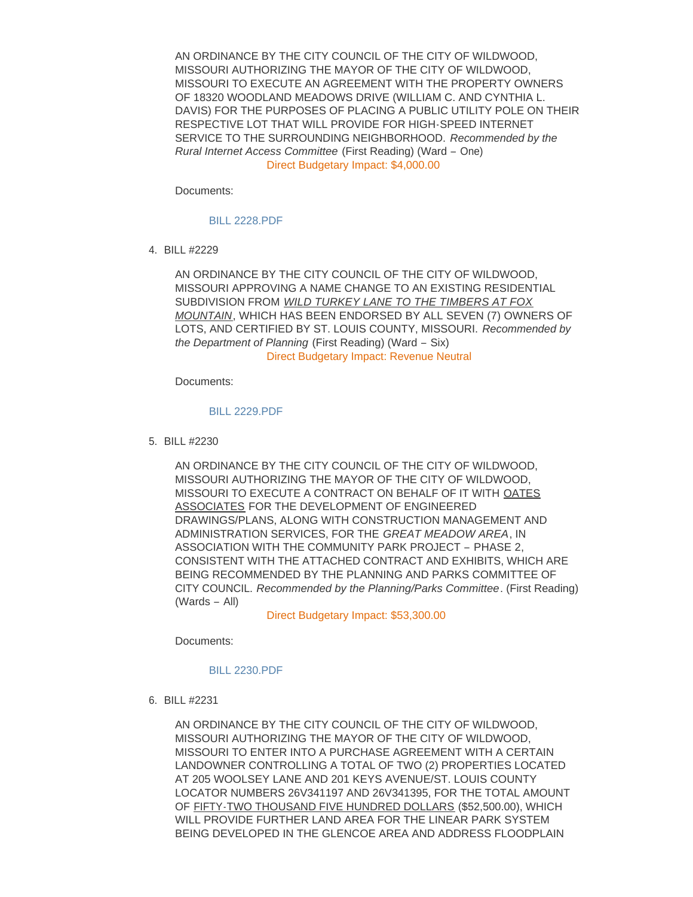AN ORDINANCE BY THE CITY COUNCIL OF THE CITY OF WILDWOOD, MISSOURI AUTHORIZING THE MAYOR OF THE CITY OF WILDWOOD, MISSOURI TO EXECUTE AN AGREEMENT WITH THE PROPERTY OWNERS OF 18320 WOODLAND MEADOWS DRIVE (WILLIAM C. AND CYNTHIA L. DAVIS) FOR THE PURPOSES OF PLACING A PUBLIC UTILITY POLE ON THEIR RESPECTIVE LOT THAT WILL PROVIDE FOR HIGH-SPEED INTERNET SERVICE TO THE SURROUNDING NEIGHBORHOOD. *Recommended by the Rural Internet Access Committee* (First Reading) (Ward – One)
Direct Budgetary Impact: $4,000.00

Documents:

BILL 2228.PDF

4. BILL #2229

AN ORDINANCE BY THE CITY COUNCIL OF THE CITY OF WILDWOOD, MISSOURI APPROVING A NAME CHANGE TO AN EXISTING RESIDENTIAL SUBDIVISION FROM *WILD TURKEY LANE TO THE TIMBERS AT FOX MOUNTAIN*, WHICH HAS BEEN ENDORSED BY ALL SEVEN (7) OWNERS OF LOTS, AND CERTIFIED BY ST. LOUIS COUNTY, MISSOURI. *Recommended by the Department of Planning* (First Reading) (Ward – Six)
Direct Budgetary Impact: Revenue Neutral

Documents:

BILL 2229.PDF

5. BILL #2230

AN ORDINANCE BY THE CITY COUNCIL OF THE CITY OF WILDWOOD, MISSOURI AUTHORIZING THE MAYOR OF THE CITY OF WILDWOOD, MISSOURI TO EXECUTE A CONTRACT ON BEHALF OF IT WITH OATES ASSOCIATES FOR THE DEVELOPMENT OF ENGINEERED DRAWINGS/PLANS, ALONG WITH CONSTRUCTION MANAGEMENT AND ADMINISTRATION SERVICES, FOR THE *GREAT MEADOW AREA*, IN ASSOCIATION WITH THE COMMUNITY PARK PROJECT – PHASE 2, CONSISTENT WITH THE ATTACHED CONTRACT AND EXHIBITS, WHICH ARE BEING RECOMMENDED BY THE PLANNING AND PARKS COMMITTEE OF CITY COUNCIL. *Recommended by the Planning/Parks Committee*. (First Reading) (Wards – All)
Direct Budgetary Impact: $53,300.00

Documents:

BILL 2230.PDF

6. BILL #2231

AN ORDINANCE BY THE CITY COUNCIL OF THE CITY OF WILDWOOD, MISSOURI AUTHORIZING THE MAYOR OF THE CITY OF WILDWOOD, MISSOURI TO ENTER INTO A PURCHASE AGREEMENT WITH A CERTAIN LANDOWNER CONTROLLING A TOTAL OF TWO (2) PROPERTIES LOCATED AT 205 WOOLSEY LANE AND 201 KEYS AVENUE/ST. LOUIS COUNTY LOCATOR NUMBERS 26V341197 AND 26V341395, FOR THE TOTAL AMOUNT OF FIFTY-TWO THOUSAND FIVE HUNDRED DOLLARS ($52,500.00), WHICH WILL PROVIDE FURTHER LAND AREA FOR THE LINEAR PARK SYSTEM BEING DEVELOPED IN THE GLENCOE AREA AND ADDRESS FLOODPLAIN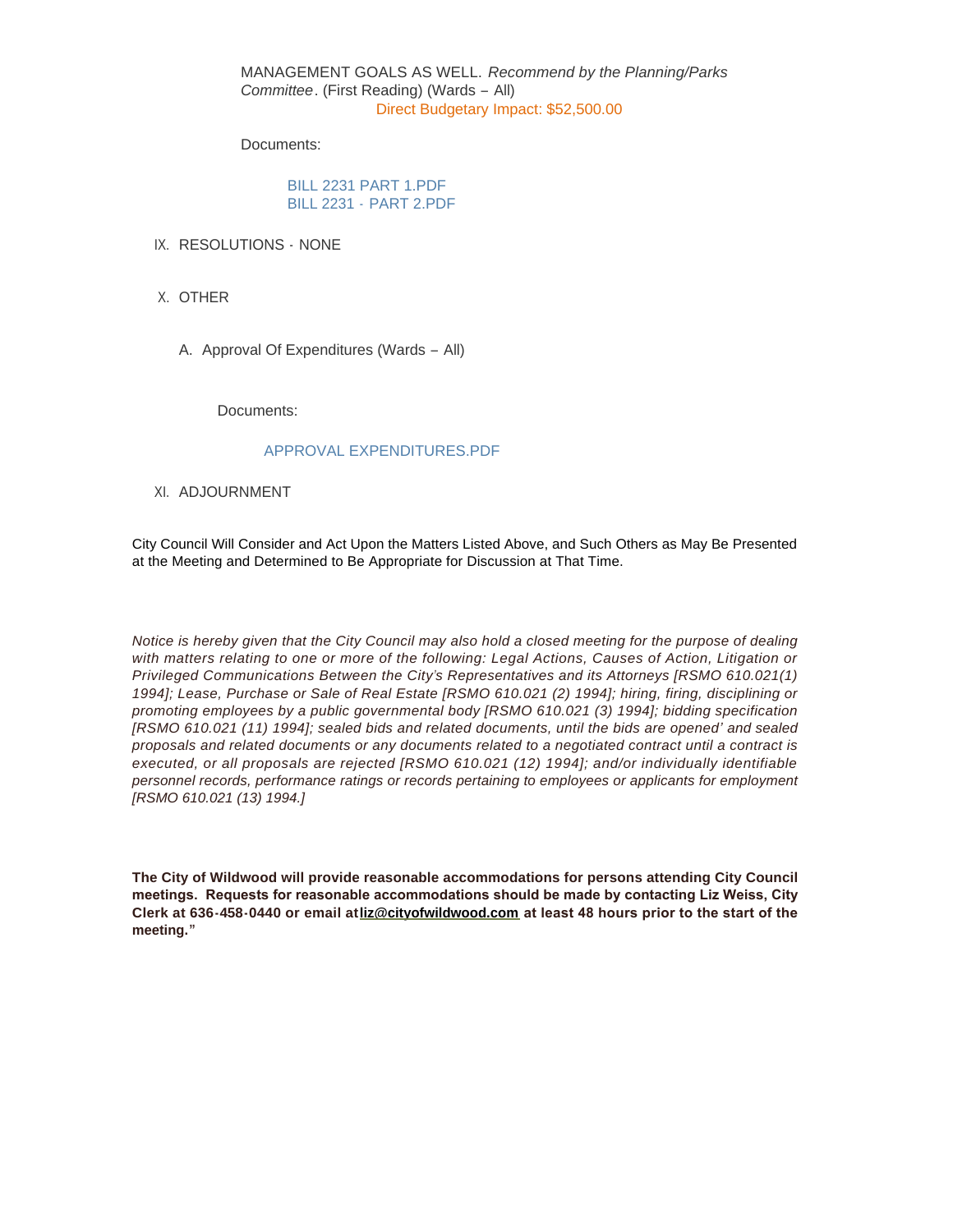MANAGEMENT GOALS AS WELL. *Recommend by the Planning/Parks Committee*. (First Reading) (Wards – All)

Direct Budgetary Impact: $52,500.00

Documents:

BILL 2231 PART 1.PDF
BILL 2231 - PART 2.PDF

IX. RESOLUTIONS - NONE

X. OTHER

A. Approval Of Expenditures (Wards – All)

Documents:

APPROVAL EXPENDITURES.PDF

XI. ADJOURNMENT

City Council Will Consider and Act Upon the Matters Listed Above, and Such Others as May Be Presented at the Meeting and Determined to Be Appropriate for Discussion at That Time.

*Notice is hereby given that the City Council may also hold a closed meeting for the purpose of dealing with matters relating to one or more of the following: Legal Actions, Causes of Action, Litigation or Privileged Communications Between the City's Representatives and its Attorneys [RSMO 610.021(1) 1994]; Lease, Purchase or Sale of Real Estate [RSMO 610.021 (2) 1994]; hiring, firing, disciplining or promoting employees by a public governmental body [RSMO 610.021 (3) 1994]; bidding specification [RSMO 610.021 (11) 1994]; sealed bids and related documents, until the bids are opened' and sealed proposals and related documents or any documents related to a negotiated contract until a contract is executed, or all proposals are rejected [RSMO 610.021 (12) 1994]; and/or individually identifiable personnel records, performance ratings or records pertaining to employees or applicants for employment [RSMO 610.021 (13) 1994.]*

**The City of Wildwood will provide reasonable accommodations for persons attending City Council meetings. Requests for reasonable accommodations should be made by contacting Liz Weiss, City Clerk at 636-458-0440 or email at liz@cityofwildwood.com at least 48 hours prior to the start of the meeting."**